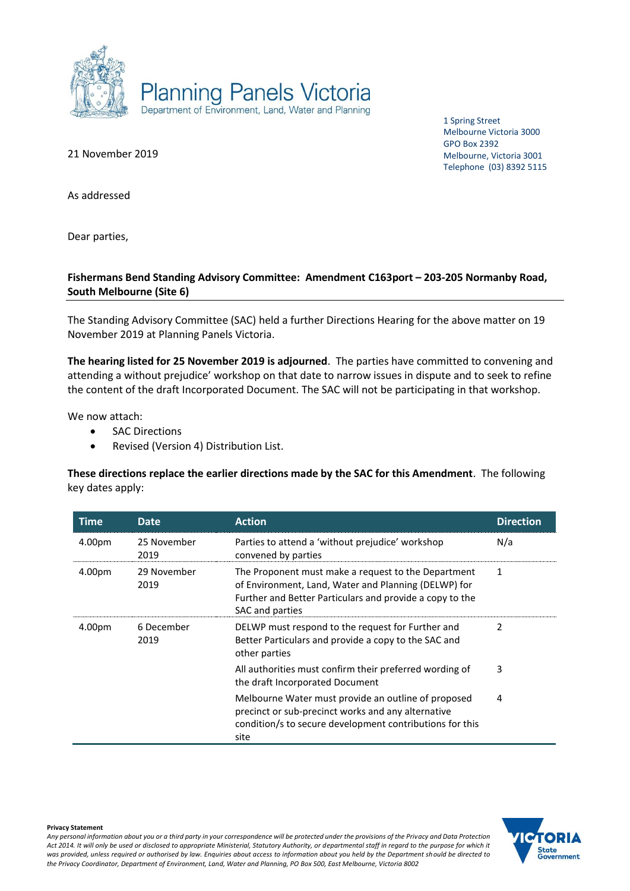Planning Panels Victoria
Department of Environment, Land, Water and Planning

1 Spring Street
Melbourne Victoria 3000
GPO Box 2392
Melbourne, Victoria 3001
Telephone (03) 8392 5115

21 November 2019

As addressed

Dear parties,

**Fishermans Bend Standing Advisory Committee: Amendment C163port – 203-205 Normanby Road, South Melbourne (Site 6)**

The Standing Advisory Committee (SAC) held a further Directions Hearing for the above matter on 19 November 2019 at Planning Panels Victoria.

**The hearing listed for 25 November 2019 is adjourned**. The parties have committed to convening and attending a without prejudice' workshop on that date to narrow issues in dispute and to seek to refine the content of the draft Incorporated Document. The SAC will not be participating in that workshop.

We now attach:

- SAC Directions
- Revised (Version 4) Distribution List.

**These directions replace the earlier directions made by the SAC for this Amendment**. The following key dates apply:

| Time | Date | Action | Direction |
|---|---|---|---|
| 4.00pm | 25 November 2019 | Parties to attend a 'without prejudice' workshop convened by parties | N/a |
| 4.00pm | 29 November 2019 | The Proponent must make a request to the Department of Environment, Land, Water and Planning (DELWP) for Further and Better Particulars and provide a copy to the SAC and parties | 1 |
| 4.00pm | 6 December 2019 | DELWP must respond to the request for Further and Better Particulars and provide a copy to the SAC and other parties | 2 |
| | | All authorities must confirm their preferred wording of the draft Incorporated Document | 3 |
| | | Melbourne Water must provide an outline of proposed precinct or sub-precinct works and any alternative condition/s to secure development contributions for this site | 4 |

**Privacy Statement**
*Any personal information about you or a third party in your correspondence will be protected under the provisions of the Privacy and Data Protection Act 2014. It will only be used or disclosed to appropriate Ministerial, Statutory Authority, or departmental staff in regard to the purpose for which it was provided, unless required or authorised by law. Enquiries about access to information about you held by the Department should be directed to the Privacy Coordinator, Department of Environment, Land, Water and Planning, PO Box 500, East Melbourne, Victoria 8002*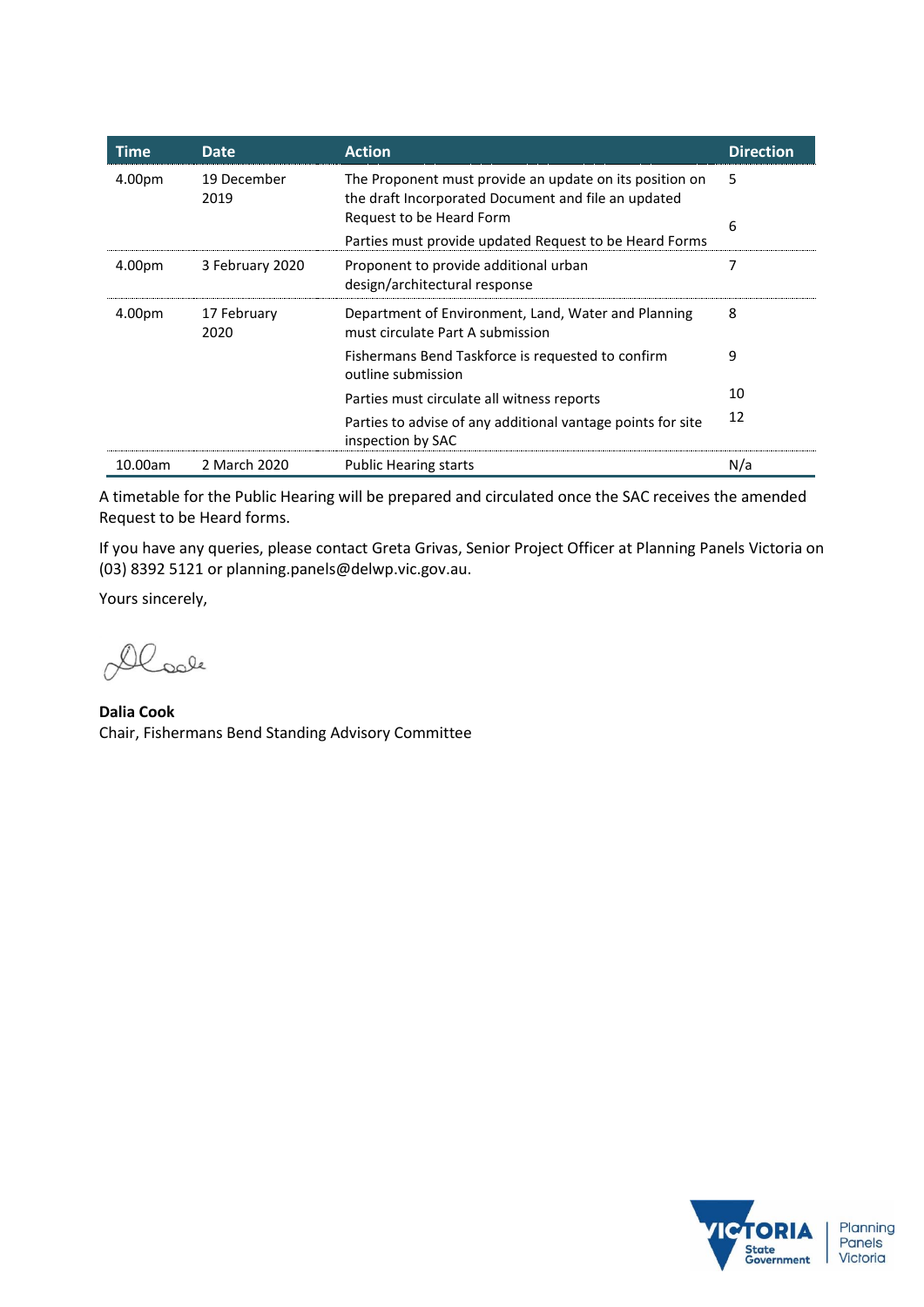| Time | Date | Action | Direction |
| --- | --- | --- | --- |
| 4.00pm | 19 December 2019 | The Proponent must provide an update on its position on the draft Incorporated Document and file an updated Request to be Heard Form | 5 |
| | | Parties must provide updated Request to be Heard Forms | 6 |
| 4.00pm | 3 February 2020 | Proponent to provide additional urban design/architectural response | 7 |
| 4.00pm | 17 February 2020 | Department of Environment, Land, Water and Planning must circulate Part A submission | 8 |
| | | Fishermans Bend Taskforce is requested to confirm outline submission | 9 |
| | | Parties must circulate all witness reports | 10 |
| | | Parties to advise of any additional vantage points for site inspection by SAC | 12 |
| 10.00am | 2 March 2020 | Public Hearing starts | N/a |

A timetable for the Public Hearing will be prepared and circulated once the SAC receives the amended Request to be Heard forms.

If you have any queries, please contact Greta Grivas, Senior Project Officer at Planning Panels Victoria on (03) 8392 5121 or planning.panels@delwp.vic.gov.au.

Yours sincerely,

**Dalia Cook**
Chair, Fishermans Bend Standing Advisory Committee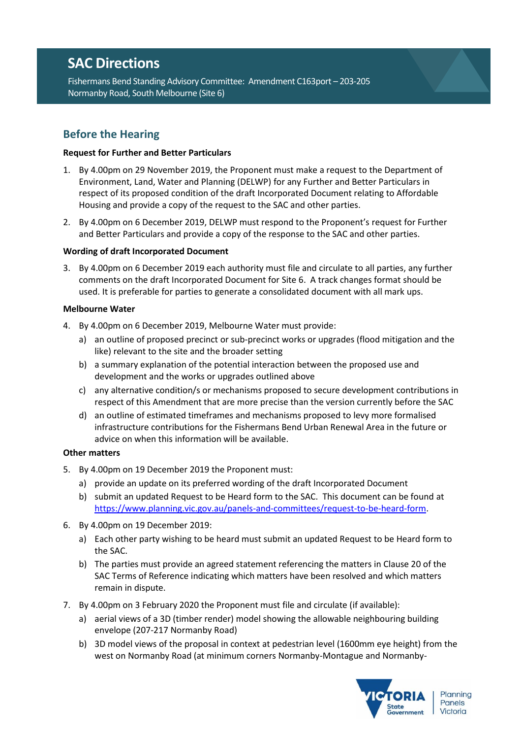# SAC Directions

Fishermans Bend Standing Advisory Committee: Amendment C163port – 203-205 Normanby Road, South Melbourne (Site 6)

## Before the Hearing

**Request for Further and Better Particulars**

1. By 4.00pm on 29 November 2019, the Proponent must make a request to the Department of Environment, Land, Water and Planning (DELWP) for any Further and Better Particulars in respect of its proposed condition of the draft Incorporated Document relating to Affordable Housing and provide a copy of the request to the SAC and other parties.
2. By 4.00pm on 6 December 2019, DELWP must respond to the Proponent's request for Further and Better Particulars and provide a copy of the response to the SAC and other parties.

**Wording of draft Incorporated Document**

3. By 4.00pm on 6 December 2019 each authority must file and circulate to all parties, any further comments on the draft Incorporated Document for Site 6. A track changes format should be used. It is preferable for parties to generate a consolidated document with all mark ups.

**Melbourne Water**

4. By 4.00pm on 6 December 2019, Melbourne Water must provide:
   a) an outline of proposed precinct or sub-precinct works or upgrades (flood mitigation and the like) relevant to the site and the broader setting
   b) a summary explanation of the potential interaction between the proposed use and development and the works or upgrades outlined above
   c) any alternative condition/s or mechanisms proposed to secure development contributions in respect of this Amendment that are more precise than the version currently before the SAC
   d) an outline of estimated timeframes and mechanisms proposed to levy more formalised infrastructure contributions for the Fishermans Bend Urban Renewal Area in the future or advice on when this information will be available.

**Other matters**

5. By 4.00pm on 19 December 2019 the Proponent must:
   a) provide an update on its preferred wording of the draft Incorporated Document
   b) submit an updated Request to be Heard form to the SAC. This document can be found at https://www.planning.vic.gov.au/panels-and-committees/request-to-be-heard-form.
6. By 4.00pm on 19 December 2019:
   a) Each other party wishing to be heard must submit an updated Request to be Heard form to the SAC.
   b) The parties must provide an agreed statement referencing the matters in Clause 20 of the SAC Terms of Reference indicating which matters have been resolved and which matters remain in dispute.
7. By 4.00pm on 3 February 2020 the Proponent must file and circulate (if available):
   a) aerial views of a 3D (timber render) model showing the allowable neighbouring building envelope (207-217 Normanby Road)
   b) 3D model views of the proposal in context at pedestrian level (1600mm eye height) from the west on Normanby Road (at minimum corners Normanby-Montague and Normanby-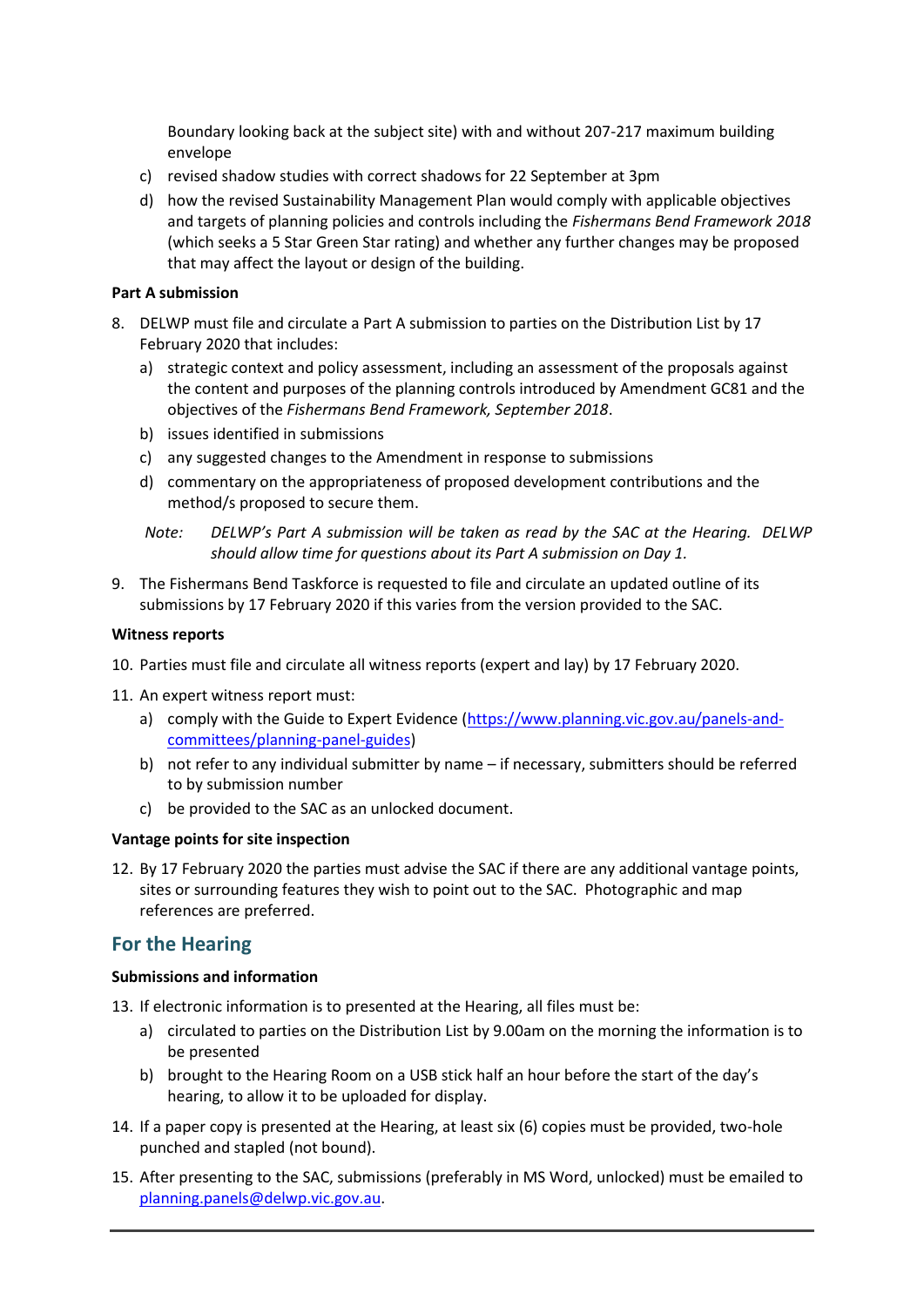Boundary looking back at the subject site) with and without 207-217 maximum building envelope

c) revised shadow studies with correct shadows for 22 September at 3pm

d) how the revised Sustainability Management Plan would comply with applicable objectives and targets of planning policies and controls including the *Fishermans Bend Framework 2018* (which seeks a 5 Star Green Star rating) and whether any further changes may be proposed that may affect the layout or design of the building.

**Part A submission**

8. DELWP must file and circulate a Part A submission to parties on the Distribution List by 17 February 2020 that includes:
   a) strategic context and policy assessment, including an assessment of the proposals against the content and purposes of the planning controls introduced by Amendment GC81 and the objectives of the *Fishermans Bend Framework, September 2018*.
   b) issues identified in submissions
   c) any suggested changes to the Amendment in response to submissions
   d) commentary on the appropriateness of proposed development contributions and the method/s proposed to secure them.

   *Note: DELWP's Part A submission will be taken as read by the SAC at the Hearing. DELWP should allow time for questions about its Part A submission on Day 1.*

9. The Fishermans Bend Taskforce is requested to file and circulate an updated outline of its submissions by 17 February 2020 if this varies from the version provided to the SAC.

**Witness reports**

10. Parties must file and circulate all witness reports (expert and lay) by 17 February 2020.

11. An expert witness report must:
    a) comply with the Guide to Expert Evidence (https://www.planning.vic.gov.au/panels-and-committees/planning-panel-guides)
    b) not refer to any individual submitter by name – if necessary, submitters should be referred to by submission number
    c) be provided to the SAC as an unlocked document.

**Vantage points for site inspection**

12. By 17 February 2020 the parties must advise the SAC if there are any additional vantage points, sites or surrounding features they wish to point out to the SAC. Photographic and map references are preferred.

## For the Hearing

**Submissions and information**

13. If electronic information is to presented at the Hearing, all files must be:
    a) circulated to parties on the Distribution List by 9.00am on the morning the information is to be presented
    b) brought to the Hearing Room on a USB stick half an hour before the start of the day's hearing, to allow it to be uploaded for display.

14. If a paper copy is presented at the Hearing, at least six (6) copies must be provided, two-hole punched and stapled (not bound).

15. After presenting to the SAC, submissions (preferably in MS Word, unlocked) must be emailed to planning.panels@delwp.vic.gov.au.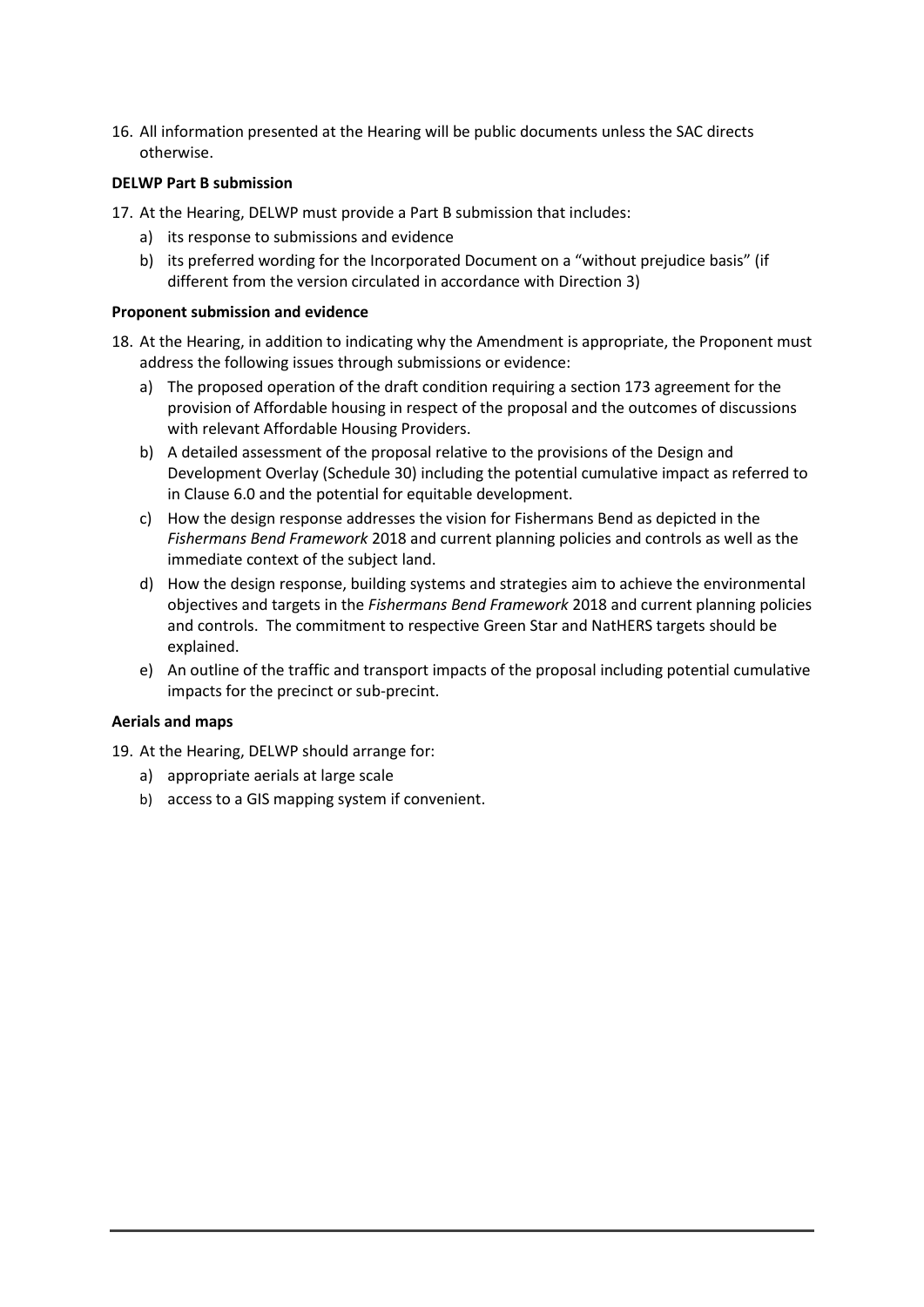16. All information presented at the Hearing will be public documents unless the SAC directs otherwise.

**DELWP Part B submission**

17. At the Hearing, DELWP must provide a Part B submission that includes:
    a) its response to submissions and evidence
    b) its preferred wording for the Incorporated Document on a "without prejudice basis" (if different from the version circulated in accordance with Direction 3)

**Proponent submission and evidence**

18. At the Hearing, in addition to indicating why the Amendment is appropriate, the Proponent must address the following issues through submissions or evidence:
    a) The proposed operation of the draft condition requiring a section 173 agreement for the provision of Affordable housing in respect of the proposal and the outcomes of discussions with relevant Affordable Housing Providers.
    b) A detailed assessment of the proposal relative to the provisions of the Design and Development Overlay (Schedule 30) including the potential cumulative impact as referred to in Clause 6.0 and the potential for equitable development.
    c) How the design response addresses the vision for Fishermans Bend as depicted in the *Fishermans Bend Framework* 2018 and current planning policies and controls as well as the immediate context of the subject land.
    d) How the design response, building systems and strategies aim to achieve the environmental objectives and targets in the *Fishermans Bend Framework* 2018 and current planning policies and controls. The commitment to respective Green Star and NatHERS targets should be explained.
    e) An outline of the traffic and transport impacts of the proposal including potential cumulative impacts for the precinct or sub-precint.

**Aerials and maps**

19. At the Hearing, DELWP should arrange for:
    a) appropriate aerials at large scale
    b) access to a GIS mapping system if convenient.